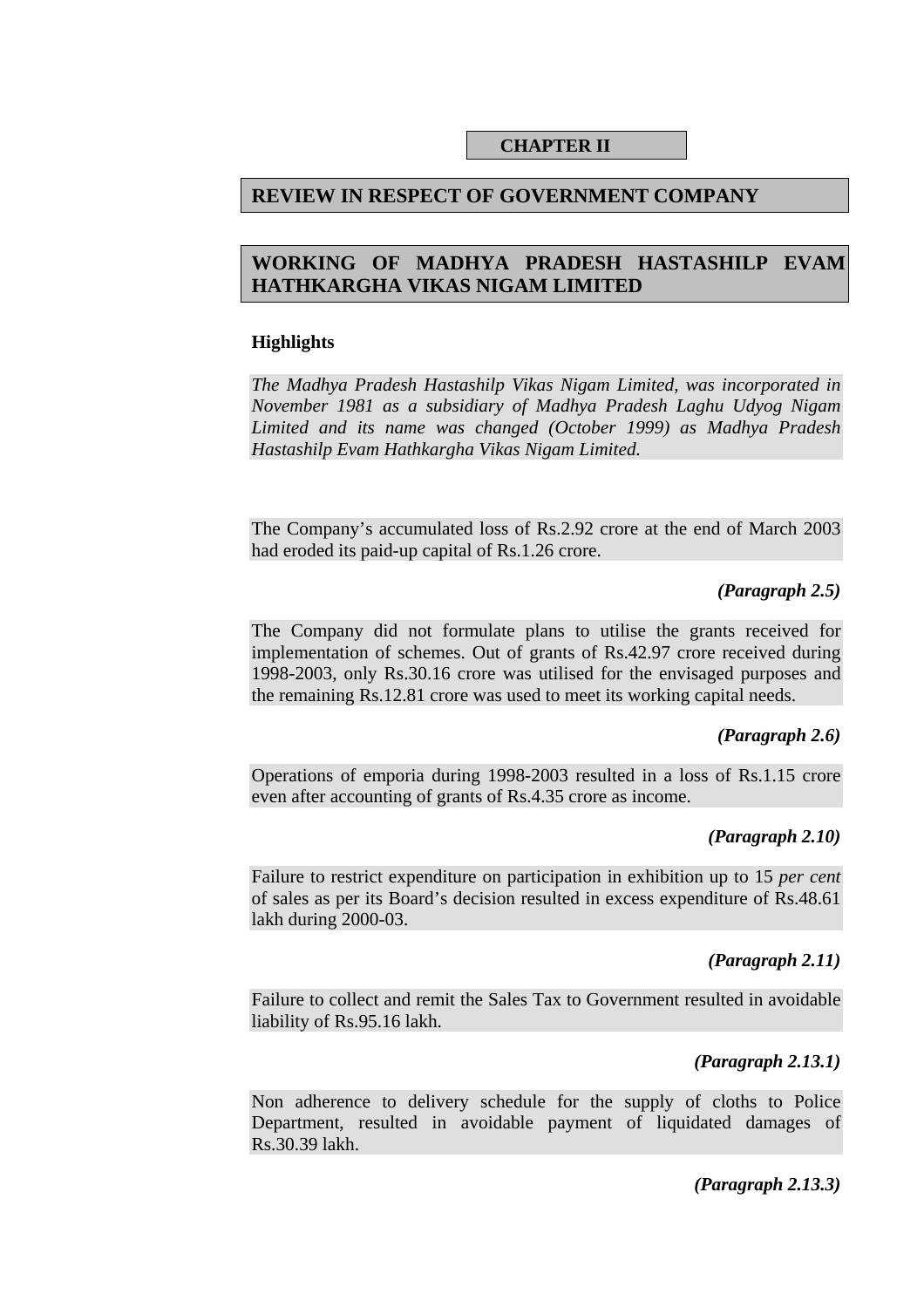# CHAPTER II

## REVIEW IN RESPECT OF GOVERNMENT COMPANY

## WORKING OF MADHYA PRADESH HASTASHILP EVAM HATHKARGHA VIKAS NIGAM LIMITED

### Highlights

*The Madhya Pradesh Hastashilp Vikas Nigam Limited, was incorporated in November 1981 as a subsidiary of Madhya Pradesh Laghu Udyog Nigam Limited and its name was changed (October 1999) as Madhya Pradesh Hastashilp Evam Hathkargha Vikas Nigam Limited.*

The Company's accumulated loss of Rs.2.92 crore at the end of March 2003 had eroded its paid-up capital of Rs.1.26 crore.

***(Paragraph 2.5)***

The Company did not formulate plans to utilise the grants received for implementation of schemes. Out of grants of Rs.42.97 crore received during 1998-2003, only Rs.30.16 crore was utilised for the envisaged purposes and the remaining Rs.12.81 crore was used to meet its working capital needs.

***(Paragraph 2.6)***

Operations of emporia during 1998-2003 resulted in a loss of Rs.1.15 crore even after accounting of grants of Rs.4.35 crore as income.

***(Paragraph 2.10)***

Failure to restrict expenditure on participation in exhibition up to 15 *per cent* of sales as per its Board's decision resulted in excess expenditure of Rs.48.61 lakh during 2000-03.

***(Paragraph 2.11)***

Failure to collect and remit the Sales Tax to Government resulted in avoidable liability of Rs.95.16 lakh.

***(Paragraph 2.13.1)***

Non adherence to delivery schedule for the supply of cloths to Police Department, resulted in avoidable payment of liquidated damages of Rs.30.39 lakh.

***(Paragraph 2.13.3)***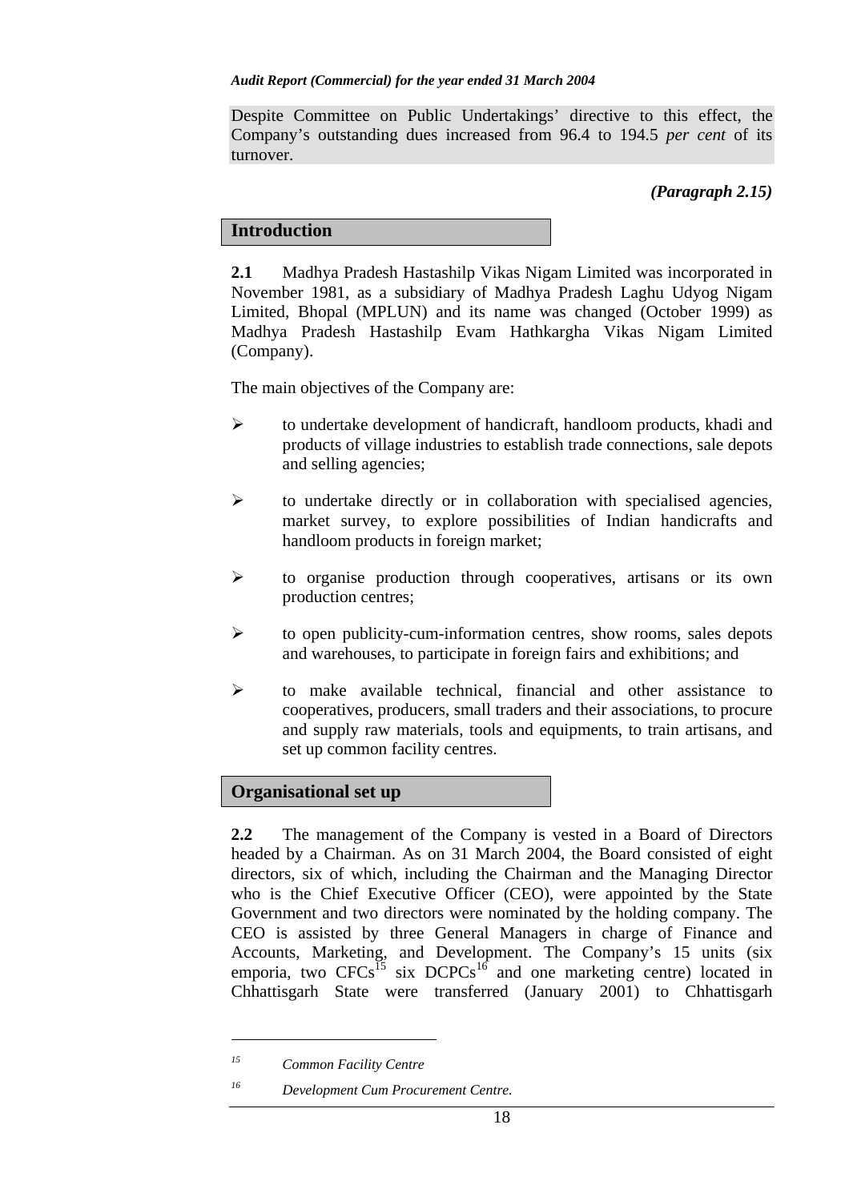Despite Committee on Public Undertakings' directive to this effect, the Company's outstanding dues increased from 96.4 to 194.5 *per cent* of its turnover.

***(Paragraph 2.15)***

## Introduction

**2.1** Madhya Pradesh Hastashilp Vikas Nigam Limited was incorporated in November 1981, as a subsidiary of Madhya Pradesh Laghu Udyog Nigam Limited, Bhopal (MPLUN) and its name was changed (October 1999) as Madhya Pradesh Hastashilp Evam Hathkargha Vikas Nigam Limited (Company).

The main objectives of the Company are:

- to undertake development of handicraft, handloom products, khadi and products of village industries to establish trade connections, sale depots and selling agencies;
- to undertake directly or in collaboration with specialised agencies, market survey, to explore possibilities of Indian handicrafts and handloom products in foreign market;
- to organise production through cooperatives, artisans or its own production centres;
- to open publicity-cum-information centres, show rooms, sales depots and warehouses, to participate in foreign fairs and exhibitions; and
- to make available technical, financial and other assistance to cooperatives, producers, small traders and their associations, to procure and supply raw materials, tools and equipments, to train artisans, and set up common facility centres.

## Organisational set up

**2.2** The management of the Company is vested in a Board of Directors headed by a Chairman. As on 31 March 2004, the Board consisted of eight directors, six of which, including the Chairman and the Managing Director who is the Chief Executive Officer (CEO), were appointed by the State Government and two directors were nominated by the holding company. The CEO is assisted by three General Managers in charge of Finance and Accounts, Marketing, and Development. The Company's 15 units (six emporia, two CFCs[15] six DCPCs[16] and one marketing centre) located in Chhattisgarh State were transferred (January 2001) to Chhattisgarh

---

[15] *Common Facility Centre*

[16] *Development Cum Procurement Centre.*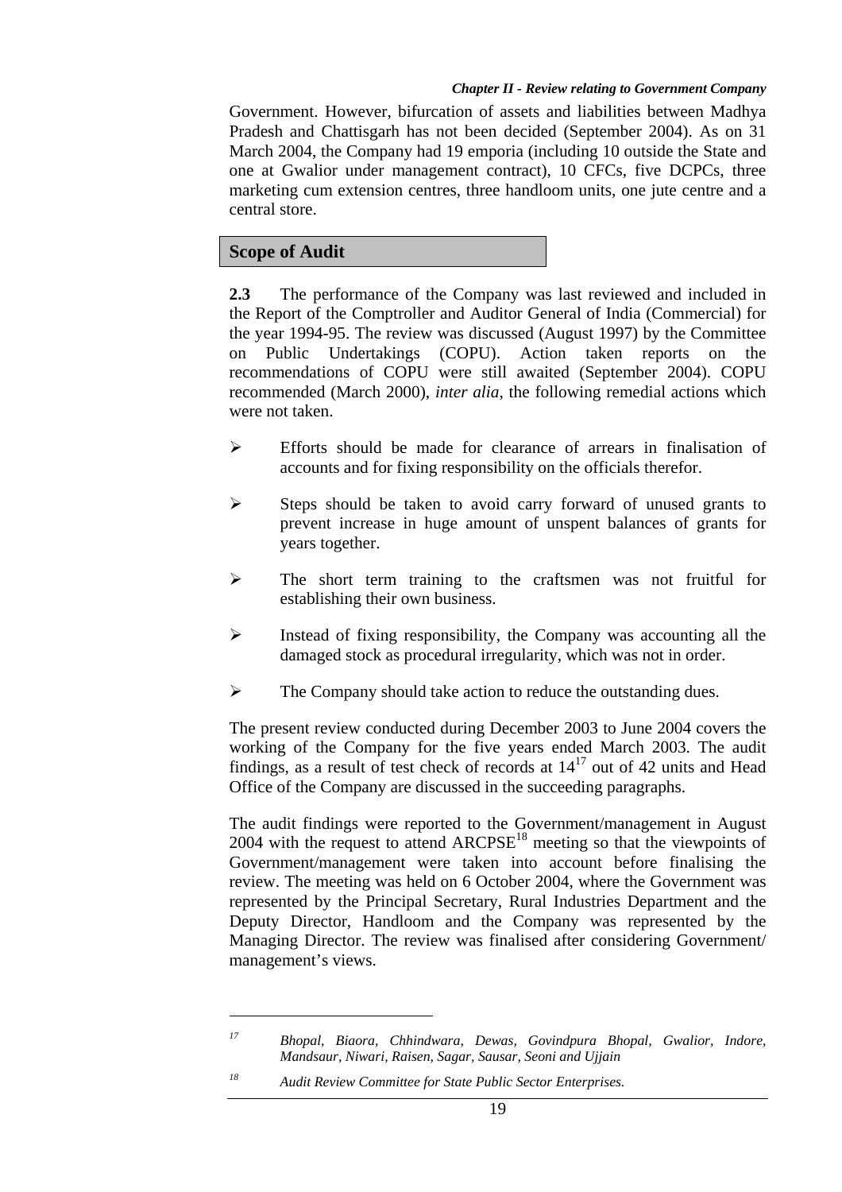Government. However, bifurcation of assets and liabilities between Madhya Pradesh and Chattisgarh has not been decided (September 2004). As on 31 March 2004, the Company had 19 emporia (including 10 outside the State and one at Gwalior under management contract), 10 CFCs, five DCPCs, three marketing cum extension centres, three handloom units, one jute centre and a central store.

## Scope of Audit

**2.3** The performance of the Company was last reviewed and included in the Report of the Comptroller and Auditor General of India (Commercial) for the year 1994-95. The review was discussed (August 1997) by the Committee on Public Undertakings (COPU). Action taken reports on the recommendations of COPU were still awaited (September 2004). COPU recommended (March 2000), *inter alia*, the following remedial actions which were not taken.

- Efforts should be made for clearance of arrears in finalisation of accounts and for fixing responsibility on the officials therefor.
- Steps should be taken to avoid carry forward of unused grants to prevent increase in huge amount of unspent balances of grants for years together.
- The short term training to the craftsmen was not fruitful for establishing their own business.
- Instead of fixing responsibility, the Company was accounting all the damaged stock as procedural irregularity, which was not in order.
- The Company should take action to reduce the outstanding dues.

The present review conducted during December 2003 to June 2004 covers the working of the Company for the five years ended March 2003. The audit findings, as a result of test check of records at 14[17] out of 42 units and Head Office of the Company are discussed in the succeeding paragraphs.

The audit findings were reported to the Government/management in August 2004 with the request to attend ARCPSE[18] meeting so that the viewpoints of Government/management were taken into account before finalising the review. The meeting was held on 6 October 2004, where the Government was represented by the Principal Secretary, Rural Industries Department and the Deputy Director, Handloom and the Company was represented by the Managing Director. The review was finalised after considering Government/ management's views.

---

[17] *Bhopal, Biaora, Chhindwara, Dewas, Govindpura Bhopal, Gwalior, Indore, Mandsaur, Niwari, Raisen, Sagar, Sausar, Seoni and Ujjain*

[18] *Audit Review Committee for State Public Sector Enterprises.*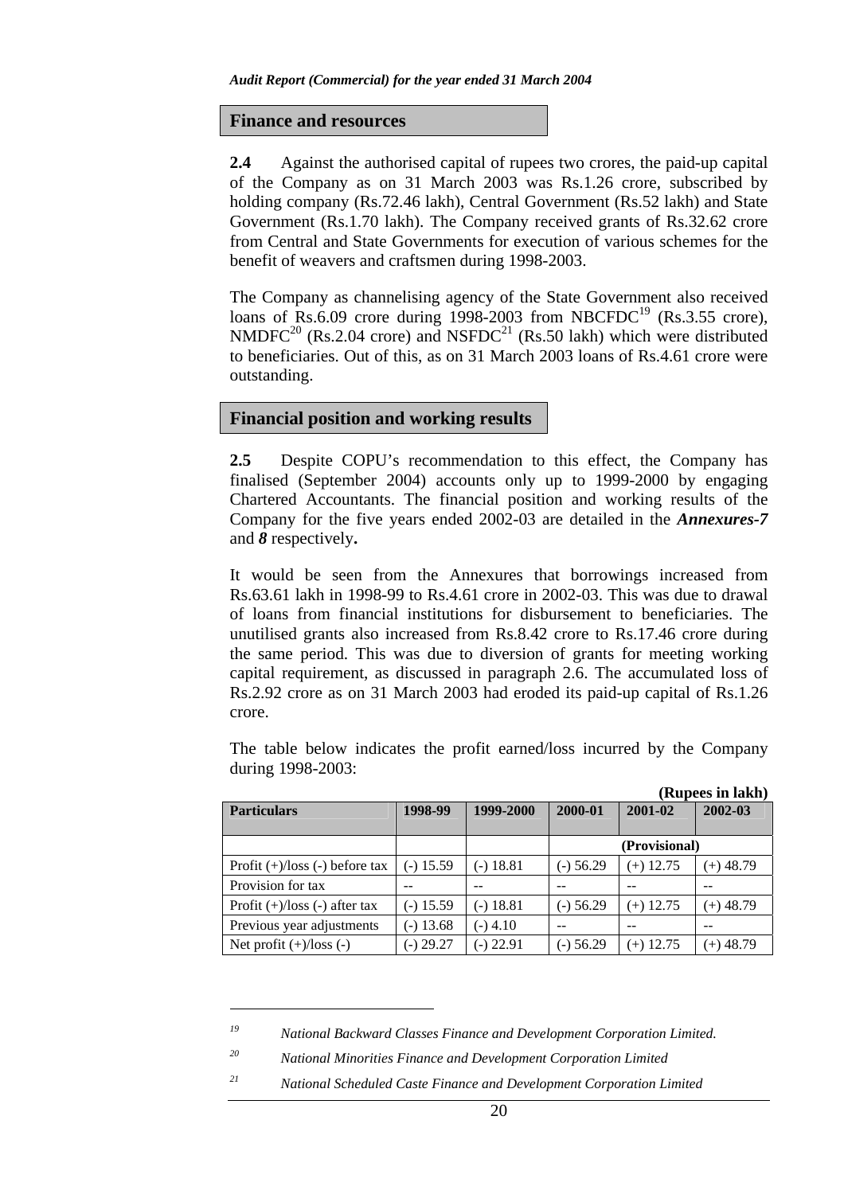## Finance and resources

**2.4** Against the authorised capital of rupees two crores, the paid-up capital of the Company as on 31 March 2003 was Rs.1.26 crore, subscribed by holding company (Rs.72.46 lakh), Central Government (Rs.52 lakh) and State Government (Rs.1.70 lakh). The Company received grants of Rs.32.62 crore from Central and State Governments for execution of various schemes for the benefit of weavers and craftsmen during 1998-2003.

The Company as channelising agency of the State Government also received loans of Rs.6.09 crore during 1998-2003 from NBCFDC[19] (Rs.3.55 crore), NMDFC[20] (Rs.2.04 crore) and NSFDC[21] (Rs.50 lakh) which were distributed to beneficiaries. Out of this, as on 31 March 2003 loans of Rs.4.61 crore were outstanding.

## Financial position and working results

**2.5** Despite COPU's recommendation to this effect, the Company has finalised (September 2004) accounts only up to 1999-2000 by engaging Chartered Accountants. The financial position and working results of the Company for the five years ended 2002-03 are detailed in the ***Annexures-7*** and ***8*** respectively**.**

It would be seen from the Annexures that borrowings increased from Rs.63.61 lakh in 1998-99 to Rs.4.61 crore in 2002-03. This was due to drawal of loans from financial institutions for disbursement to beneficiaries. The unutilised grants also increased from Rs.8.42 crore to Rs.17.46 crore during the same period. This was due to diversion of grants for meeting working capital requirement, as discussed in paragraph 2.6. The accumulated loss of Rs.2.92 crore as on 31 March 2003 had eroded its paid-up capital of Rs.1.26 crore.

The table below indicates the profit earned/loss incurred by the Company during 1998-2003:

**(Rupees in lakh)**

| Particulars | 1998-99 | 1999-2000 | 2000-01 | 2001-02 | 2002-03 |
|---|---|---|---|---|---|
| | | | (Provisional) | | |
| Profit (+)/loss (-) before tax | (-) 15.59 | (-) 18.81 | (-) 56.29 | (+) 12.75 | (+) 48.79 |
| Provision for tax | -- | -- | -- | -- | -- |
| Profit (+)/loss (-) after tax | (-) 15.59 | (-) 18.81 | (-) 56.29 | (+) 12.75 | (+) 48.79 |
| Previous year adjustments | (-) 13.68 | (-) 4.10 | -- | -- | -- |
| Net profit (+)/loss (-) | (-) 29.27 | (-) 22.91 | (-) 56.29 | (+) 12.75 | (+) 48.79 |

---

[19] *National Backward Classes Finance and Development Corporation Limited.*

[20] *National Minorities Finance and Development Corporation Limited*

[21] *National Scheduled Caste Finance and Development Corporation Limited*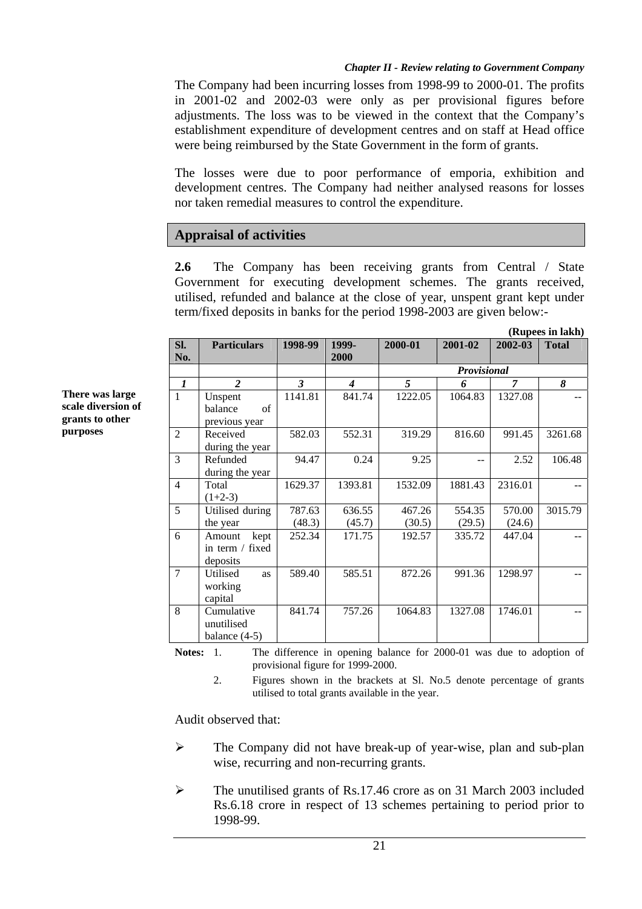The Company had been incurring losses from 1998-99 to 2000-01. The profits in 2001-02 and 2002-03 were only as per provisional figures before adjustments. The loss was to be viewed in the context that the Company's establishment expenditure of development centres and on staff at Head office were being reimbursed by the State Government in the form of grants.

The losses were due to poor performance of emporia, exhibition and development centres. The Company had neither analysed reasons for losses nor taken remedial measures to control the expenditure.

## Appraisal of activities

**2.6** The Company has been receiving grants from Central / State Government for executing development schemes. The grants received, utilised, refunded and balance at the close of year, unspent grant kept under term/fixed deposits in banks for the period 1998-2003 are given below:-

**There was large scale diversion of grants to other purposes**

**(Rupees in lakh)**

| Sl. No. | Particulars | 1998-99 | 1999-2000 | 2000-01 | 2001-02 | 2002-03 | Total |
|---|---|---|---|---|---|---|---|
| | | | | *Provisional* | | | |
| *1* | *2* | *3* | *4* | *5* | *6* | *7* | *8* |
| 1 | Unspent balance of previous year | 1141.81 | 841.74 | 1222.05 | 1064.83 | 1327.08 | -- |
| 2 | Received during the year | 582.03 | 552.31 | 319.29 | 816.60 | 991.45 | 3261.68 |
| 3 | Refunded during the year | 94.47 | 0.24 | 9.25 | -- | 2.52 | 106.48 |
| 4 | Total (1+2-3) | 1629.37 | 1393.81 | 1532.09 | 1881.43 | 2316.01 | -- |
| 5 | Utilised during the year | 787.63 (48.3) | 636.55 (45.7) | 467.26 (30.5) | 554.35 (29.5) | 570.00 (24.6) | 3015.79 |
| 6 | Amount kept in term / fixed deposits | 252.34 | 171.75 | 192.57 | 335.72 | 447.04 | -- |
| 7 | Utilised as working capital | 589.40 | 585.51 | 872.26 | 991.36 | 1298.97 | -- |
| 8 | Cumulative unutilised balance (4-5) | 841.74 | 757.26 | 1064.83 | 1327.08 | 1746.01 | -- |

**Notes:** 1. The difference in opening balance for 2000-01 was due to adoption of provisional figure for 1999-2000.

2. Figures shown in the brackets at Sl. No.5 denote percentage of grants utilised to total grants available in the year.

Audit observed that:

- The Company did not have break-up of year-wise, plan and sub-plan wise, recurring and non-recurring grants.
- The unutilised grants of Rs.17.46 crore as on 31 March 2003 included Rs.6.18 crore in respect of 13 schemes pertaining to period prior to 1998-99.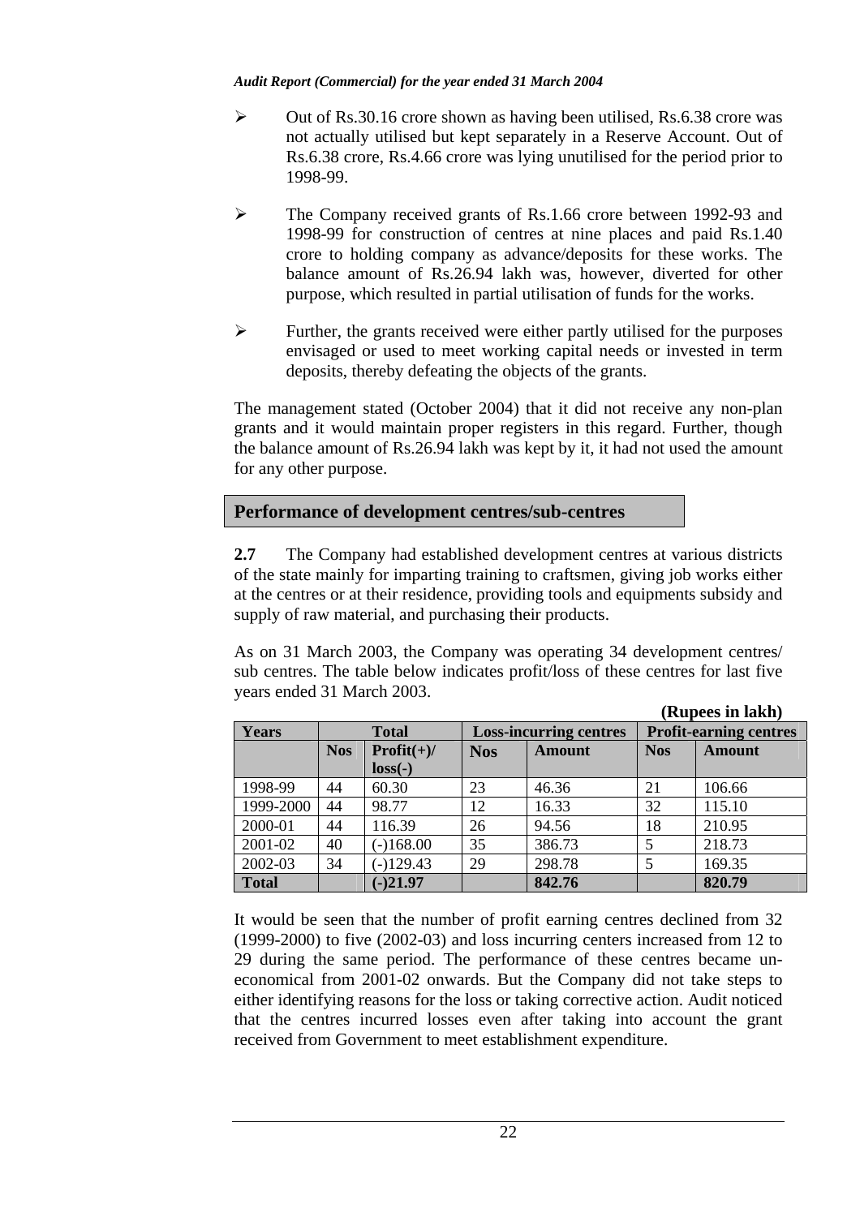- Out of Rs.30.16 crore shown as having been utilised, Rs.6.38 crore was not actually utilised but kept separately in a Reserve Account. Out of Rs.6.38 crore, Rs.4.66 crore was lying unutilised for the period prior to 1998-99.

- The Company received grants of Rs.1.66 crore between 1992-93 and 1998-99 for construction of centres at nine places and paid Rs.1.40 crore to holding company as advance/deposits for these works. The balance amount of Rs.26.94 lakh was, however, diverted for other purpose, which resulted in partial utilisation of funds for the works.

- Further, the grants received were either partly utilised for the purposes envisaged or used to meet working capital needs or invested in term deposits, thereby defeating the objects of the grants.

The management stated (October 2004) that it did not receive any non-plan grants and it would maintain proper registers in this regard. Further, though the balance amount of Rs.26.94 lakh was kept by it, it had not used the amount for any other purpose.

## Performance of development centres/sub-centres

**2.7** The Company had established development centres at various districts of the state mainly for imparting training to craftsmen, giving job works either at the centres or at their residence, providing tools and equipments subsidy and supply of raw material, and purchasing their products.

As on 31 March 2003, the Company was operating 34 development centres/ sub centres. The table below indicates profit/loss of these centres for last five years ended 31 March 2003.

**(Rupees in lakh)**

| Years | Total | | Loss-incurring centres | | Profit-earning centres | |
|---|---|---|---|---|---|---|
| | Nos | Profit(+)/ loss(-) | Nos | Amount | Nos | Amount |
| 1998-99 | 44 | 60.30 | 23 | 46.36 | 21 | 106.66 |
| 1999-2000 | 44 | 98.77 | 12 | 16.33 | 32 | 115.10 |
| 2000-01 | 44 | 116.39 | 26 | 94.56 | 18 | 210.95 |
| 2001-02 | 40 | (-)168.00 | 35 | 386.73 | 5 | 218.73 |
| 2002-03 | 34 | (-)129.43 | 29 | 298.78 | 5 | 169.35 |
| **Total** | | **(-)21.97** | | **842.76** | | **820.79** |

It would be seen that the number of profit earning centres declined from 32 (1999-2000) to five (2002-03) and loss incurring centers increased from 12 to 29 during the same period. The performance of these centres became un-economical from 2001-02 onwards. But the Company did not take steps to either identifying reasons for the loss or taking corrective action. Audit noticed that the centres incurred losses even after taking into account the grant received from Government to meet establishment expenditure.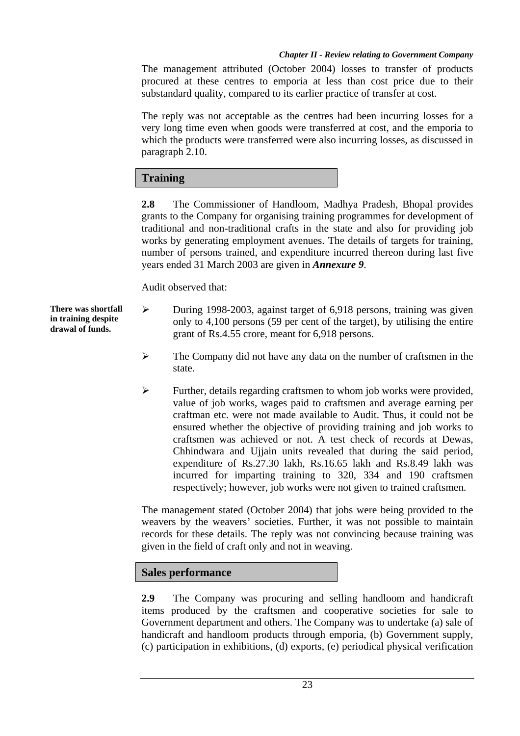The management attributed (October 2004) losses to transfer of products procured at these centres to emporia at less than cost price due to their substandard quality, compared to its earlier practice of transfer at cost.

The reply was not acceptable as the centres had been incurring losses for a very long time even when goods were transferred at cost, and the emporia to which the products were transferred were also incurring losses, as discussed in paragraph 2.10.

## Training

**2.8** The Commissioner of Handloom, Madhya Pradesh, Bhopal provides grants to the Company for organising training programmes for development of traditional and non-traditional crafts in the state and also for providing job works by generating employment avenues. The details of targets for training, number of persons trained, and expenditure incurred thereon during last five years ended 31 March 2003 are given in ***Annexure 9***.

Audit observed that:

**There was shortfall in training despite drawal of funds.**

- During 1998-2003, against target of 6,918 persons, training was given only to 4,100 persons (59 per cent of the target), by utilising the entire grant of Rs.4.55 crore, meant for 6,918 persons.
- The Company did not have any data on the number of craftsmen in the state.
- Further, details regarding craftsmen to whom job works were provided, value of job works, wages paid to craftsmen and average earning per craftman etc. were not made available to Audit. Thus, it could not be ensured whether the objective of providing training and job works to craftsmen was achieved or not. A test check of records at Dewas, Chhindwara and Ujjain units revealed that during the said period, expenditure of Rs.27.30 lakh, Rs.16.65 lakh and Rs.8.49 lakh was incurred for imparting training to 320, 334 and 190 craftsmen respectively; however, job works were not given to trained craftsmen.

The management stated (October 2004) that jobs were being provided to the weavers by the weavers' societies. Further, it was not possible to maintain records for these details. The reply was not convincing because training was given in the field of craft only and not in weaving.

## Sales performance

**2.9** The Company was procuring and selling handloom and handicraft items produced by the craftsmen and cooperative societies for sale to Government department and others. The Company was to undertake (a) sale of handicraft and handloom products through emporia, (b) Government supply, (c) participation in exhibitions, (d) exports, (e) periodical physical verification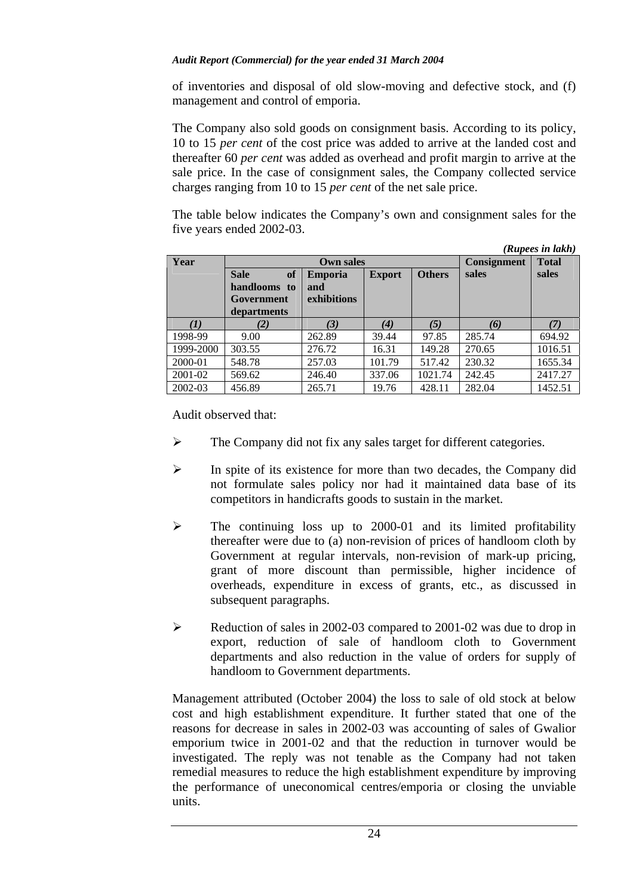of inventories and disposal of old slow-moving and defective stock, and (f) management and control of emporia.

The Company also sold goods on consignment basis. According to its policy, 10 to 15 *per cent* of the cost price was added to arrive at the landed cost and thereafter 60 *per cent* was added as overhead and profit margin to arrive at the sale price. In the case of consignment sales, the Company collected service charges ranging from 10 to 15 *per cent* of the net sale price.

The table below indicates the Company's own and consignment sales for the five years ended 2002-03.

*(Rupees in lakh)*

| Year | Own sales | | | | Consignment sales | Total sales |
|---|---|---|---|---|---|---|
| | Sale of handlooms to Government departments | Emporia and exhibitions | Export | Others | | |
| *(1)* | *(2)* | *(3)* | *(4)* | *(5)* | *(6)* | *(7)* |
| 1998-99 | 9.00 | 262.89 | 39.44 | 97.85 | 285.74 | 694.92 |
| 1999-2000 | 303.55 | 276.72 | 16.31 | 149.28 | 270.65 | 1016.51 |
| 2000-01 | 548.78 | 257.03 | 101.79 | 517.42 | 230.32 | 1655.34 |
| 2001-02 | 569.62 | 246.40 | 337.06 | 1021.74 | 242.45 | 2417.27 |
| 2002-03 | 456.89 | 265.71 | 19.76 | 428.11 | 282.04 | 1452.51 |

Audit observed that:

- The Company did not fix any sales target for different categories.
- In spite of its existence for more than two decades, the Company did not formulate sales policy nor had it maintained data base of its competitors in handicrafts goods to sustain in the market.
- The continuing loss up to 2000-01 and its limited profitability thereafter were due to (a) non-revision of prices of handloom cloth by Government at regular intervals, non-revision of mark-up pricing, grant of more discount than permissible, higher incidence of overheads, expenditure in excess of grants, etc., as discussed in subsequent paragraphs.
- Reduction of sales in 2002-03 compared to 2001-02 was due to drop in export, reduction of sale of handloom cloth to Government departments and also reduction in the value of orders for supply of handloom to Government departments.

Management attributed (October 2004) the loss to sale of old stock at below cost and high establishment expenditure. It further stated that one of the reasons for decrease in sales in 2002-03 was accounting of sales of Gwalior emporium twice in 2001-02 and that the reduction in turnover would be investigated. The reply was not tenable as the Company had not taken remedial measures to reduce the high establishment expenditure by improving the performance of uneconomical centres/emporia or closing the unviable units.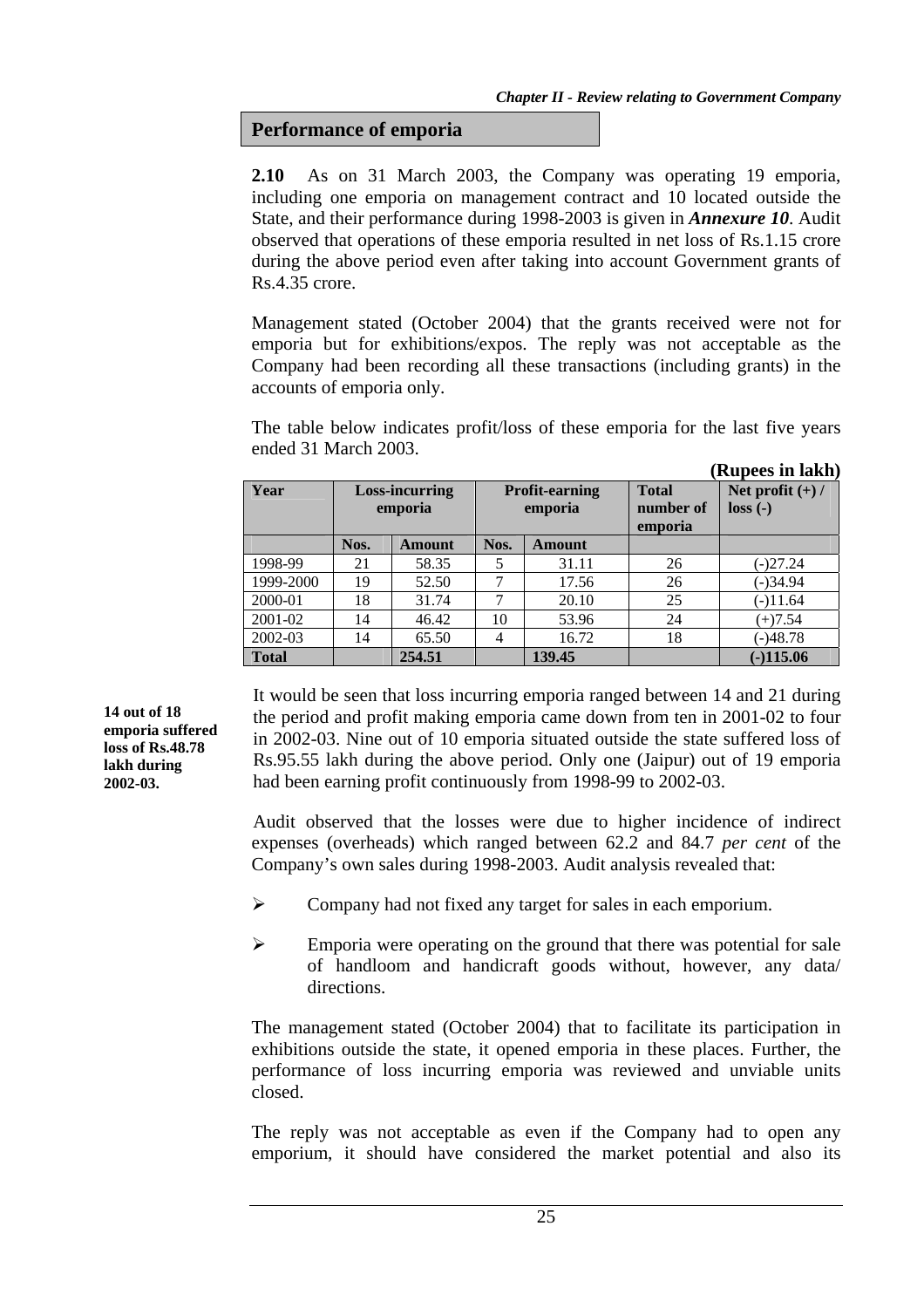## Performance of emporia

**2.10** As on 31 March 2003, the Company was operating 19 emporia, including one emporia on management contract and 10 located outside the State, and their performance during 1998-2003 is given in ***Annexure 10***. Audit observed that operations of these emporia resulted in net loss of Rs.1.15 crore during the above period even after taking into account Government grants of Rs.4.35 crore.

Management stated (October 2004) that the grants received were not for emporia but for exhibitions/expos. The reply was not acceptable as the Company had been recording all these transactions (including grants) in the accounts of emporia only.

The table below indicates profit/loss of these emporia for the last five years ended 31 March 2003.

**(Rupees in lakh)**

| Year | Loss-incurring emporia | | Profit-earning emporia | | Total number of emporia | Net profit (+) / loss (-) |
|---|---|---|---|---|---|---|
| | Nos. | Amount | Nos. | Amount | | |
| 1998-99 | 21 | 58.35 | 5 | 31.11 | 26 | (-)27.24 |
| 1999-2000 | 19 | 52.50 | 7 | 17.56 | 26 | (-)34.94 |
| 2000-01 | 18 | 31.74 | 7 | 20.10 | 25 | (-)11.64 |
| 2001-02 | 14 | 46.42 | 10 | 53.96 | 24 | (+)7.54 |
| 2002-03 | 14 | 65.50 | 4 | 16.72 | 18 | (-)48.78 |
| **Total** | | **254.51** | | **139.45** | | **(-)115.06** |

**14 out of 18 emporia suffered loss of Rs.48.78 lakh during 2002-03.**

It would be seen that loss incurring emporia ranged between 14 and 21 during the period and profit making emporia came down from ten in 2001-02 to four in 2002-03. Nine out of 10 emporia situated outside the state suffered loss of Rs.95.55 lakh during the above period. Only one (Jaipur) out of 19 emporia had been earning profit continuously from 1998-99 to 2002-03.

Audit observed that the losses were due to higher incidence of indirect expenses (overheads) which ranged between 62.2 and 84.7 *per cent* of the Company's own sales during 1998-2003. Audit analysis revealed that:

- Company had not fixed any target for sales in each emporium.
- Emporia were operating on the ground that there was potential for sale of handloom and handicraft goods without, however, any data/ directions.

The management stated (October 2004) that to facilitate its participation in exhibitions outside the state, it opened emporia in these places. Further, the performance of loss incurring emporia was reviewed and unviable units closed.

The reply was not acceptable as even if the Company had to open any emporium, it should have considered the market potential and also its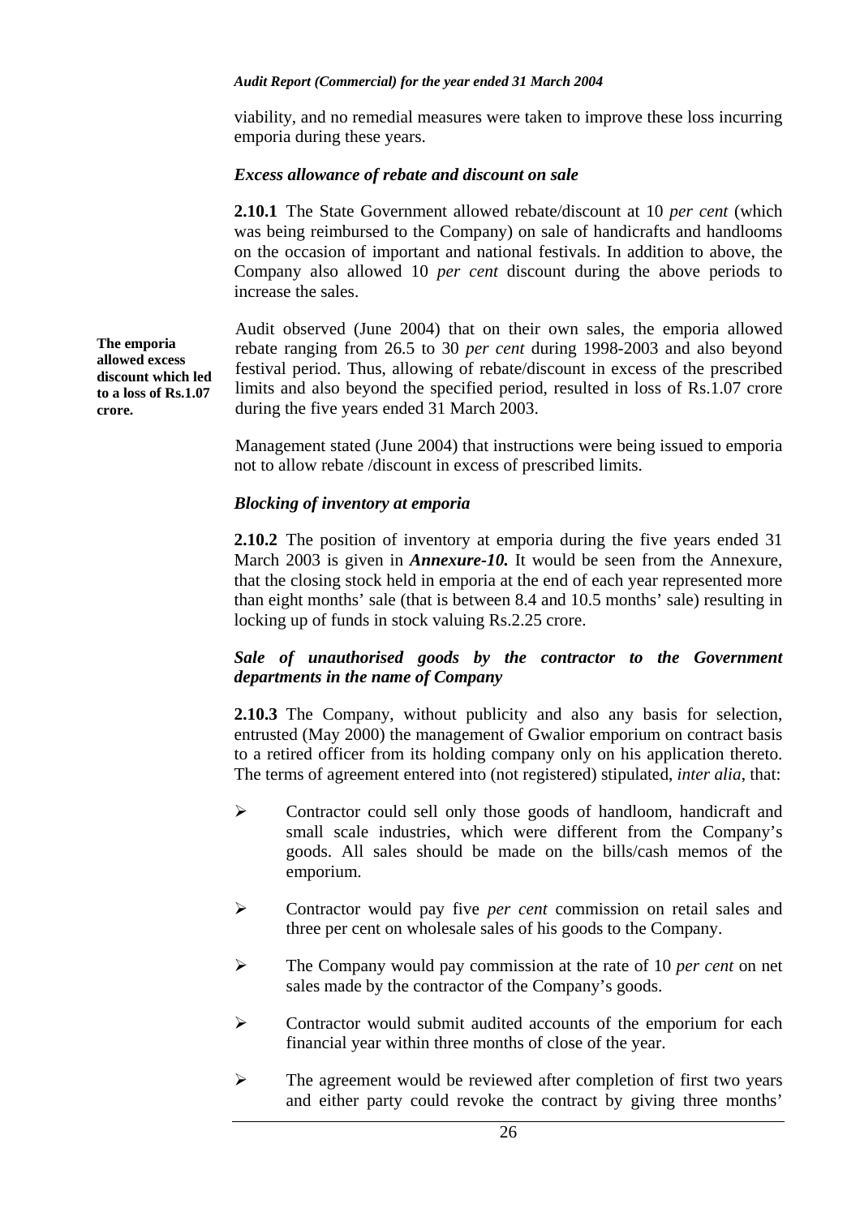viability, and no remedial measures were taken to improve these loss incurring emporia during these years.

### *Excess allowance of rebate and discount on sale*

**2.10.1** The State Government allowed rebate/discount at 10 *per cent* (which was being reimbursed to the Company) on sale of handicrafts and handlooms on the occasion of important and national festivals. In addition to above, the Company also allowed 10 *per cent* discount during the above periods to increase the sales.

**The emporia allowed excess discount which led to a loss of Rs.1.07 crore.**

Audit observed (June 2004) that on their own sales, the emporia allowed rebate ranging from 26.5 to 30 *per cent* during 1998-2003 and also beyond festival period. Thus, allowing of rebate/discount in excess of the prescribed limits and also beyond the specified period, resulted in loss of Rs.1.07 crore during the five years ended 31 March 2003.

Management stated (June 2004) that instructions were being issued to emporia not to allow rebate /discount in excess of prescribed limits.

### *Blocking of inventory at emporia*

**2.10.2** The position of inventory at emporia during the five years ended 31 March 2003 is given in ***Annexure-10.*** It would be seen from the Annexure, that the closing stock held in emporia at the end of each year represented more than eight months' sale (that is between 8.4 and 10.5 months' sale) resulting in locking up of funds in stock valuing Rs.2.25 crore.

### *Sale of unauthorised goods by the contractor to the Government departments in the name of Company*

**2.10.3** The Company, without publicity and also any basis for selection, entrusted (May 2000) the management of Gwalior emporium on contract basis to a retired officer from its holding company only on his application thereto. The terms of agreement entered into (not registered) stipulated, *inter alia*, that:

- Contractor could sell only those goods of handloom, handicraft and small scale industries, which were different from the Company's goods. All sales should be made on the bills/cash memos of the emporium.
- Contractor would pay five *per cent* commission on retail sales and three per cent on wholesale sales of his goods to the Company.
- The Company would pay commission at the rate of 10 *per cent* on net sales made by the contractor of the Company's goods.
- Contractor would submit audited accounts of the emporium for each financial year within three months of close of the year.
- The agreement would be reviewed after completion of first two years and either party could revoke the contract by giving three months'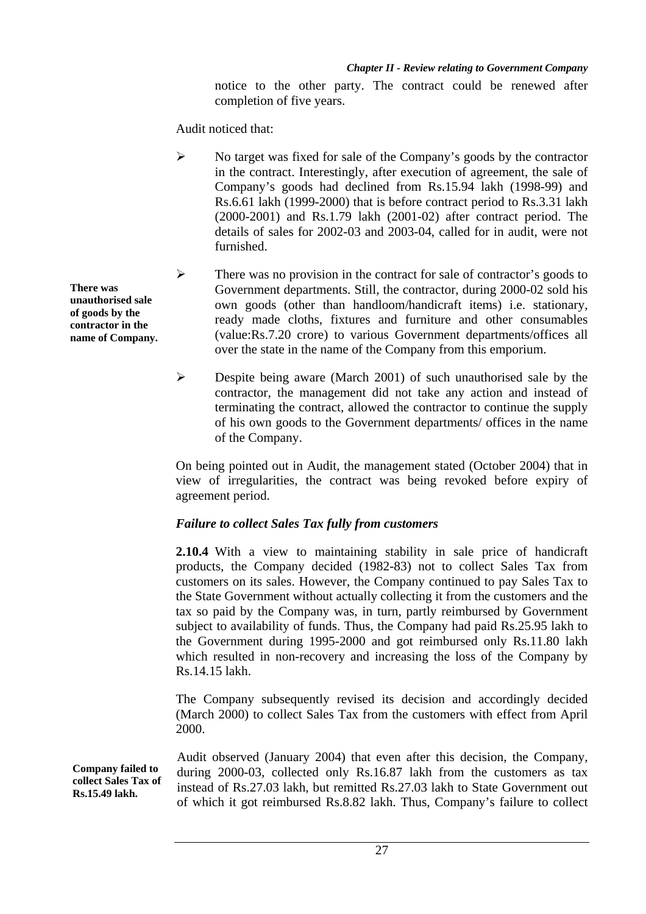notice to the other party. The contract could be renewed after completion of five years.

Audit noticed that:

- No target was fixed for sale of the Company's goods by the contractor in the contract. Interestingly, after execution of agreement, the sale of Company's goods had declined from Rs.15.94 lakh (1998-99) and Rs.6.61 lakh (1999-2000) that is before contract period to Rs.3.31 lakh (2000-2001) and Rs.1.79 lakh (2001-02) after contract period. The details of sales for 2002-03 and 2003-04, called for in audit, were not furnished.

**There was unauthorised sale of goods by the contractor in the name of Company.**

- There was no provision in the contract for sale of contractor's goods to Government departments. Still, the contractor, during 2000-02 sold his own goods (other than handloom/handicraft items) i.e. stationary, ready made cloths, fixtures and furniture and other consumables (value:Rs.7.20 crore) to various Government departments/offices all over the state in the name of the Company from this emporium.

- Despite being aware (March 2001) of such unauthorised sale by the contractor, the management did not take any action and instead of terminating the contract, allowed the contractor to continue the supply of his own goods to the Government departments/ offices in the name of the Company.

On being pointed out in Audit, the management stated (October 2004) that in view of irregularities, the contract was being revoked before expiry of agreement period.

### *Failure to collect Sales Tax fully from customers*

**2.10.4** With a view to maintaining stability in sale price of handicraft products, the Company decided (1982-83) not to collect Sales Tax from customers on its sales. However, the Company continued to pay Sales Tax to the State Government without actually collecting it from the customers and the tax so paid by the Company was, in turn, partly reimbursed by Government subject to availability of funds. Thus, the Company had paid Rs.25.95 lakh to the Government during 1995-2000 and got reimbursed only Rs.11.80 lakh which resulted in non-recovery and increasing the loss of the Company by Rs.14.15 lakh.

The Company subsequently revised its decision and accordingly decided (March 2000) to collect Sales Tax from the customers with effect from April 2000.

**Company failed to collect Sales Tax of Rs.15.49 lakh.**

Audit observed (January 2004) that even after this decision, the Company, during 2000-03, collected only Rs.16.87 lakh from the customers as tax instead of Rs.27.03 lakh, but remitted Rs.27.03 lakh to State Government out of which it got reimbursed Rs.8.82 lakh. Thus, Company's failure to collect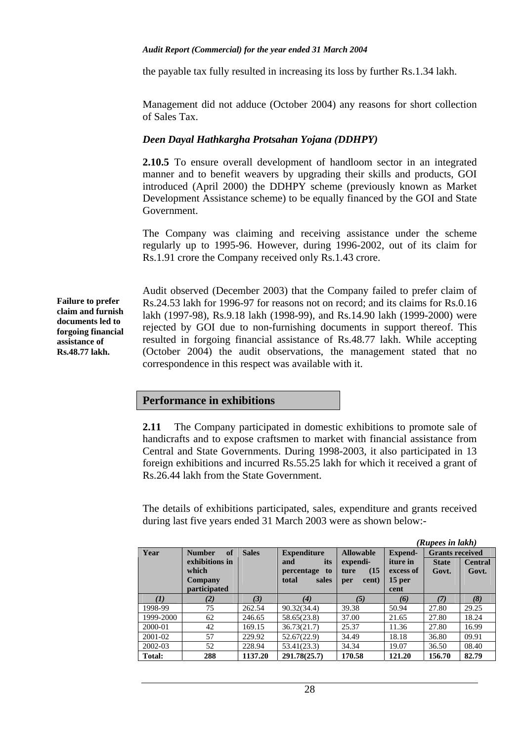the payable tax fully resulted in increasing its loss by further Rs.1.34 lakh.

Management did not adduce (October 2004) any reasons for short collection of Sales Tax.

### *Deen Dayal Hathkargha Protsahan Yojana (DDHPY)*

**2.10.5** To ensure overall development of handloom sector in an integrated manner and to benefit weavers by upgrading their skills and products, GOI introduced (April 2000) the DDHPY scheme (previously known as Market Development Assistance scheme) to be equally financed by the GOI and State Government.

The Company was claiming and receiving assistance under the scheme regularly up to 1995-96. However, during 1996-2002, out of its claim for Rs.1.91 crore the Company received only Rs.1.43 crore.

**Failure to prefer claim and furnish documents led to forgoing financial assistance of Rs.48.77 lakh.**

Audit observed (December 2003) that the Company failed to prefer claim of Rs.24.53 lakh for 1996-97 for reasons not on record; and its claims for Rs.0.16 lakh (1997-98), Rs.9.18 lakh (1998-99), and Rs.14.90 lakh (1999-2000) were rejected by GOI due to non-furnishing documents in support thereof. This resulted in forgoing financial assistance of Rs.48.77 lakh. While accepting (October 2004) the audit observations, the management stated that no correspondence in this respect was available with it.

## Performance in exhibitions

**2.11** The Company participated in domestic exhibitions to promote sale of handicrafts and to expose craftsmen to market with financial assistance from Central and State Governments. During 1998-2003, it also participated in 13 foreign exhibitions and incurred Rs.55.25 lakh for which it received a grant of Rs.26.44 lakh from the State Government.

The details of exhibitions participated, sales, expenditure and grants received during last five years ended 31 March 2003 were as shown below:-

*(Rupees in lakh)*

| Year | Number of exhibitions in which Company participated | Sales | Expenditure and its percentage to total sales | Allowable expenditure (15 per cent) | Expenditure in excess of 15 per cent | Grants received | |
|---|---|---|---|---|---|---|---|
| | | | | | | State Govt. | Central Govt. |
| *(1)* | *(2)* | *(3)* | *(4)* | *(5)* | *(6)* | *(7)* | *(8)* |
| 1998-99 | 75 | 262.54 | 90.32(34.4) | 39.38 | 50.94 | 27.80 | 29.25 |
| 1999-2000 | 62 | 246.65 | 58.65(23.8) | 37.00 | 21.65 | 27.80 | 18.24 |
| 2000-01 | 42 | 169.15 | 36.73(21.7) | 25.37 | 11.36 | 27.80 | 16.99 |
| 2001-02 | 57 | 229.92 | 52.67(22.9) | 34.49 | 18.18 | 36.80 | 09.91 |
| 2002-03 | 52 | 228.94 | 53.41(23.3) | 34.34 | 19.07 | 36.50 | 08.40 |
| **Total:** | **288** | **1137.20** | **291.78(25.7)** | **170.58** | **121.20** | **156.70** | **82.79** |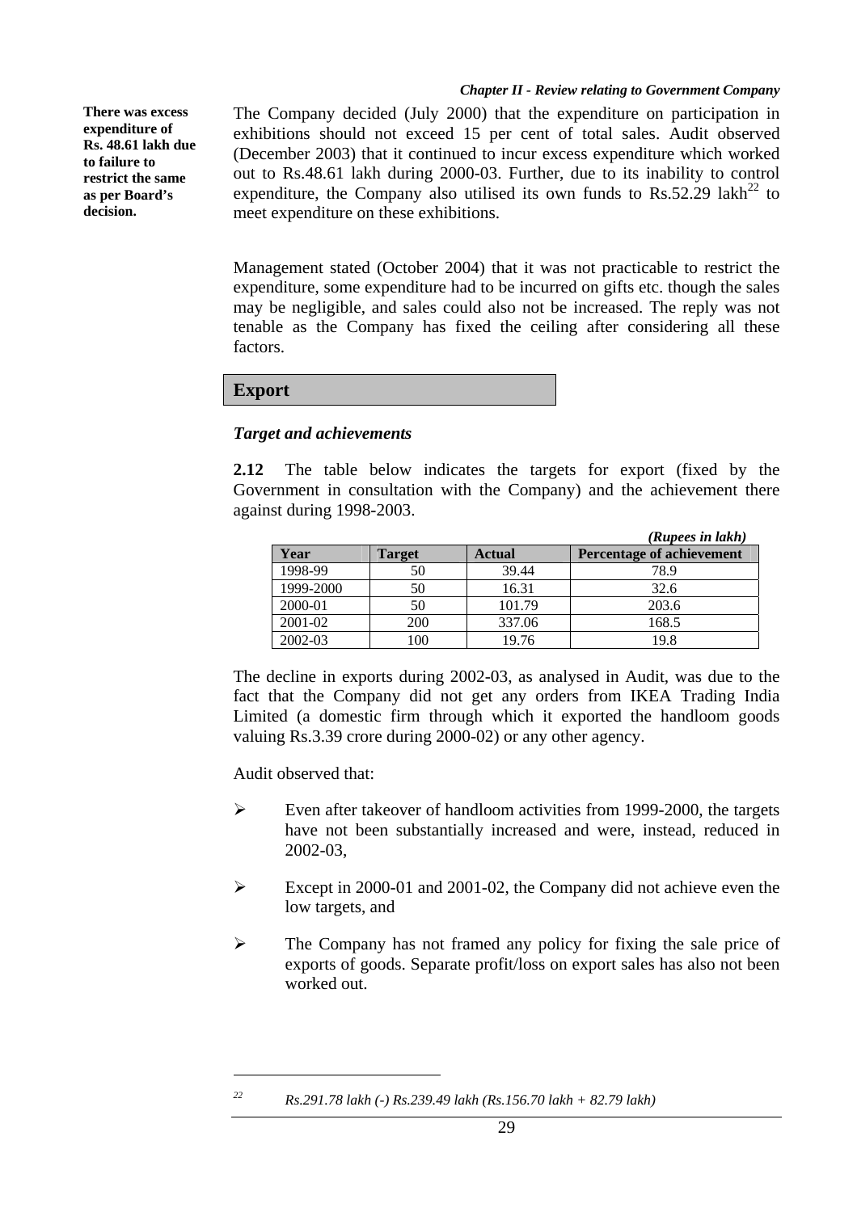**There was excess expenditure of Rs. 48.61 lakh due to failure to restrict the same as per Board's decision.**

The Company decided (July 2000) that the expenditure on participation in exhibitions should not exceed 15 per cent of total sales. Audit observed (December 2003) that it continued to incur excess expenditure which worked out to Rs.48.61 lakh during 2000-03. Further, due to its inability to control expenditure, the Company also utilised its own funds to Rs.52.29 lakh[22] to meet expenditure on these exhibitions.

Management stated (October 2004) that it was not practicable to restrict the expenditure, some expenditure had to be incurred on gifts etc. though the sales may be negligible, and sales could also not be increased. The reply was not tenable as the Company has fixed the ceiling after considering all these factors.

## Export

### *Target and achievements*

**2.12** The table below indicates the targets for export (fixed by the Government in consultation with the Company) and the achievement there against during 1998-2003.

*(Rupees in lakh)*

| Year | Target | Actual | Percentage of achievement |
|---|---|---|---|
| 1998-99 | 50 | 39.44 | 78.9 |
| 1999-2000 | 50 | 16.31 | 32.6 |
| 2000-01 | 50 | 101.79 | 203.6 |
| 2001-02 | 200 | 337.06 | 168.5 |
| 2002-03 | 100 | 19.76 | 19.8 |

The decline in exports during 2002-03, as analysed in Audit, was due to the fact that the Company did not get any orders from IKEA Trading India Limited (a domestic firm through which it exported the handloom goods valuing Rs.3.39 crore during 2000-02) or any other agency.

Audit observed that:

- Even after takeover of handloom activities from 1999-2000, the targets have not been substantially increased and were, instead, reduced in 2002-03,
- Except in 2000-01 and 2001-02, the Company did not achieve even the low targets, and
- The Company has not framed any policy for fixing the sale price of exports of goods. Separate profit/loss on export sales has also not been worked out.

---

[22] *Rs.291.78 lakh (-) Rs.239.49 lakh (Rs.156.70 lakh + 82.79 lakh)*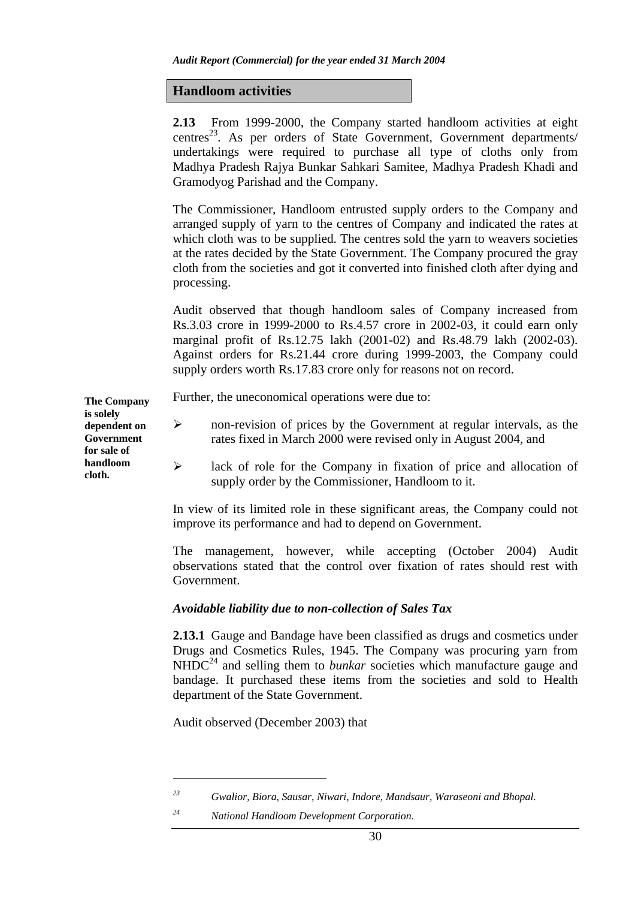## Handloom activities

**2.13** From 1999-2000, the Company started handloom activities at eight centres[23]. As per orders of State Government, Government departments/ undertakings were required to purchase all type of cloths only from Madhya Pradesh Rajya Bunkar Sahkari Samitee, Madhya Pradesh Khadi and Gramodyog Parishad and the Company.

The Commissioner, Handloom entrusted supply orders to the Company and arranged supply of yarn to the centres of Company and indicated the rates at which cloth was to be supplied. The centres sold the yarn to weavers societies at the rates decided by the State Government. The Company procured the gray cloth from the societies and got it converted into finished cloth after dying and processing.

Audit observed that though handloom sales of Company increased from Rs.3.03 crore in 1999-2000 to Rs.4.57 crore in 2002-03, it could earn only marginal profit of Rs.12.75 lakh (2001-02) and Rs.48.79 lakh (2002-03). Against orders for Rs.21.44 crore during 1999-2003, the Company could supply orders worth Rs.17.83 crore only for reasons not on record.

**The Company is solely dependent on Government for sale of handloom cloth.**

Further, the uneconomical operations were due to:

- non-revision of prices by the Government at regular intervals, as the rates fixed in March 2000 were revised only in August 2004, and
- lack of role for the Company in fixation of price and allocation of supply order by the Commissioner, Handloom to it.

In view of its limited role in these significant areas, the Company could not improve its performance and had to depend on Government.

The management, however, while accepting (October 2004) Audit observations stated that the control over fixation of rates should rest with Government.

### *Avoidable liability due to non-collection of Sales Tax*

**2.13.1** Gauge and Bandage have been classified as drugs and cosmetics under Drugs and Cosmetics Rules, 1945. The Company was procuring yarn from NHDC[24] and selling them to *bunkar* societies which manufacture gauge and bandage. It purchased these items from the societies and sold to Health department of the State Government.

Audit observed (December 2003) that

---

[23] Gwalior, Biora, Sausar, Niwari, Indore, Mandsaur, Waraseoni and Bhopal.

[24] National Handloom Development Corporation.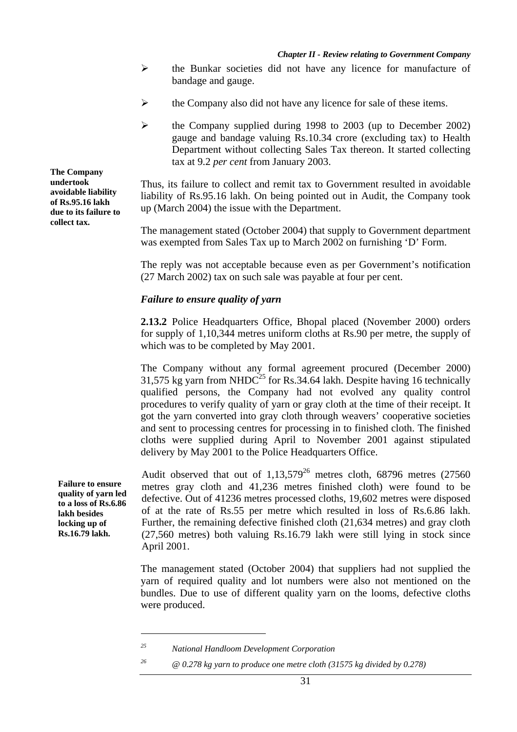- the Bunkar societies did not have any licence for manufacture of bandage and gauge.
- the Company also did not have any licence for sale of these items.
- the Company supplied during 1998 to 2003 (up to December 2002) gauge and bandage valuing Rs.10.34 crore (excluding tax) to Health Department without collecting Sales Tax thereon. It started collecting tax at 9.2 *per cent* from January 2003.

**The Company undertook avoidable liability of Rs.95.16 lakh due to its failure to collect tax.**

Thus, its failure to collect and remit tax to Government resulted in avoidable liability of Rs.95.16 lakh. On being pointed out in Audit, the Company took up (March 2004) the issue with the Department.

The management stated (October 2004) that supply to Government department was exempted from Sales Tax up to March 2002 on furnishing 'D' Form.

The reply was not acceptable because even as per Government's notification (27 March 2002) tax on such sale was payable at four per cent.

### *Failure to ensure quality of yarn*

**2.13.2** Police Headquarters Office, Bhopal placed (November 2000) orders for supply of 1,10,344 metres uniform cloths at Rs.90 per metre, the supply of which was to be completed by May 2001.

The Company without any formal agreement procured (December 2000) 31,575 kg yarn from NHDC[25] for Rs.34.64 lakh. Despite having 16 technically qualified persons, the Company had not evolved any quality control procedures to verify quality of yarn or gray cloth at the time of their receipt. It got the yarn converted into gray cloth through weavers' cooperative societies and sent to processing centres for processing in to finished cloth. The finished cloths were supplied during April to November 2001 against stipulated delivery by May 2001 to the Police Headquarters Office.

**Failure to ensure quality of yarn led to a loss of Rs.6.86 lakh besides locking up of Rs.16.79 lakh.**

Audit observed that out of 1,13,579[26] metres cloth, 68796 metres (27560 metres gray cloth and 41,236 metres finished cloth) were found to be defective. Out of 41236 metres processed cloths, 19,602 metres were disposed of at the rate of Rs.55 per metre which resulted in loss of Rs.6.86 lakh. Further, the remaining defective finished cloth (21,634 metres) and gray cloth (27,560 metres) both valuing Rs.16.79 lakh were still lying in stock since April 2001.

The management stated (October 2004) that suppliers had not supplied the yarn of required quality and lot numbers were also not mentioned on the bundles. Due to use of different quality yarn on the looms, defective cloths were produced.

---

[25] *National Handloom Development Corporation*

[26] *@ 0.278 kg yarn to produce one metre cloth (31575 kg divided by 0.278)*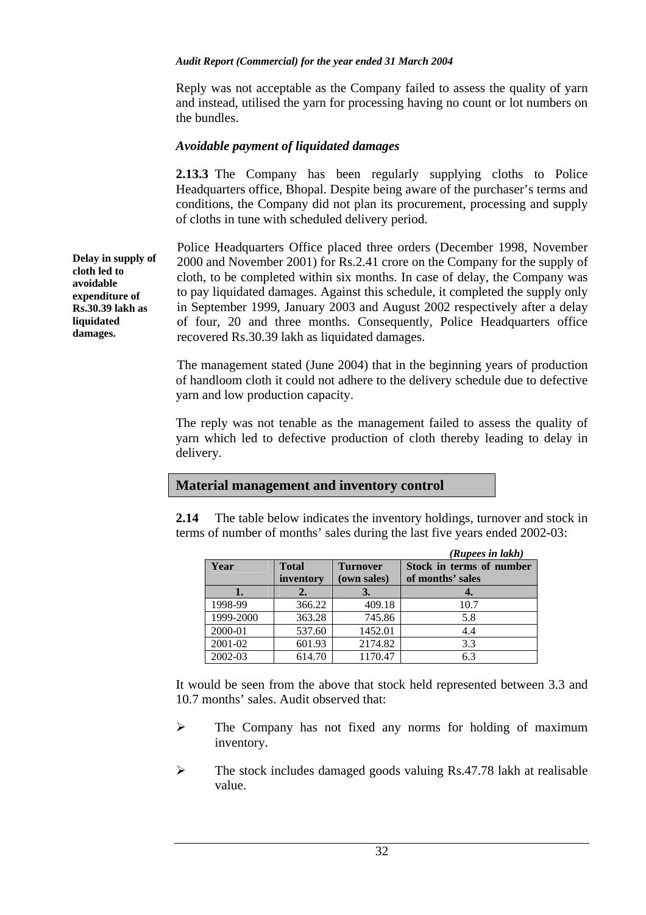Reply was not acceptable as the Company failed to assess the quality of yarn and instead, utilised the yarn for processing having no count or lot numbers on the bundles.

### *Avoidable payment of liquidated damages*

**2.13.3** The Company has been regularly supplying cloths to Police Headquarters office, Bhopal. Despite being aware of the purchaser's terms and conditions, the Company did not plan its procurement, processing and supply of cloths in tune with scheduled delivery period.

**Delay in supply of cloth led to avoidable expenditure of Rs.30.39 lakh as liquidated damages.**

Police Headquarters Office placed three orders (December 1998, November 2000 and November 2001) for Rs.2.41 crore on the Company for the supply of cloth, to be completed within six months. In case of delay, the Company was to pay liquidated damages. Against this schedule, it completed the supply only in September 1999, January 2003 and August 2002 respectively after a delay of four, 20 and three months. Consequently, Police Headquarters office recovered Rs.30.39 lakh as liquidated damages.

The management stated (June 2004) that in the beginning years of production of handloom cloth it could not adhere to the delivery schedule due to defective yarn and low production capacity.

The reply was not tenable as the management failed to assess the quality of yarn which led to defective production of cloth thereby leading to delay in delivery.

## Material management and inventory control

**2.14** The table below indicates the inventory holdings, turnover and stock in terms of number of months' sales during the last five years ended 2002-03:

*(Rupees in lakh)*

| Year | Total inventory | Turnover (own sales) | Stock in terms of number of months' sales |
|---|---|---|---|
| **1.** | **2.** | **3.** | **4.** |
| 1998-99 | 366.22 | 409.18 | 10.7 |
| 1999-2000 | 363.28 | 745.86 | 5.8 |
| 2000-01 | 537.60 | 1452.01 | 4.4 |
| 2001-02 | 601.93 | 2174.82 | 3.3 |
| 2002-03 | 614.70 | 1170.47 | 6.3 |

It would be seen from the above that stock held represented between 3.3 and 10.7 months' sales. Audit observed that:

- The Company has not fixed any norms for holding of maximum inventory.
- The stock includes damaged goods valuing Rs.47.78 lakh at realisable value.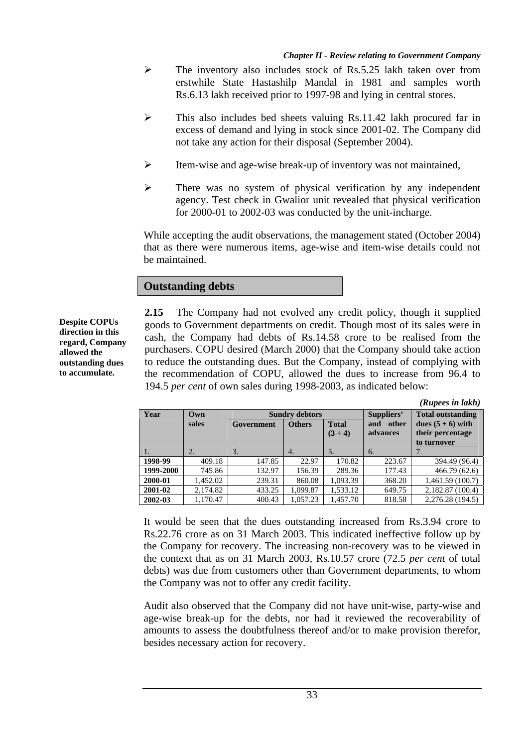- The inventory also includes stock of Rs.5.25 lakh taken over from erstwhile State Hastashilp Mandal in 1981 and samples worth Rs.6.13 lakh received prior to 1997-98 and lying in central stores.

- This also includes bed sheets valuing Rs.11.42 lakh procured far in excess of demand and lying in stock since 2001-02. The Company did not take any action for their disposal (September 2004).

- Item-wise and age-wise break-up of inventory was not maintained,

- There was no system of physical verification by any independent agency. Test check in Gwalior unit revealed that physical verification for 2000-01 to 2002-03 was conducted by the unit-incharge.

While accepting the audit observations, the management stated (October 2004) that as there were numerous items, age-wise and item-wise details could not be maintained.

## Outstanding debts

**Despite COPUs direction in this regard, Company allowed the outstanding dues to accumulate.**

**2.15** The Company had not evolved any credit policy, though it supplied goods to Government departments on credit. Though most of its sales were in cash, the Company had debts of Rs.14.58 crore to be realised from the purchasers. COPU desired (March 2000) that the Company should take action to reduce the outstanding dues. But the Company, instead of complying with the recommendation of COPU, allowed the dues to increase from 96.4 to 194.5 *per cent* of own sales during 1998-2003, as indicated below:

*(Rupees in lakh)*

| Year | Own sales | Sundry debtors | | | Suppliers' and other advances | Total outstanding dues (5 + 6) with their percentage to turnover |
|---|---|---|---|---|---|---|
| | | Government | Others | Total (3 + 4) | | |
| 1. | 2. | 3. | 4. | 5. | 6. | 7. |
| **1998-99** | 409.18 | 147.85 | 22.97 | 170.82 | 223.67 | 394.49 (96.4) |
| **1999-2000** | 745.86 | 132.97 | 156.39 | 289.36 | 177.43 | 466.79 (62.6) |
| **2000-01** | 1,452.02 | 239.31 | 860.08 | 1,093.39 | 368.20 | 1,461.59 (100.7) |
| **2001-02** | 2,174.82 | 433.25 | 1,099.87 | 1,533.12 | 649.75 | 2,182.87 (100.4) |
| **2002-03** | 1,170.47 | 400.43 | 1,057.23 | 1,457.70 | 818.58 | 2,276.28 (194.5) |

It would be seen that the dues outstanding increased from Rs.3.94 crore to Rs.22.76 crore as on 31 March 2003. This indicated ineffective follow up by the Company for recovery. The increasing non-recovery was to be viewed in the context that as on 31 March 2003, Rs.10.57 crore (72.5 *per cent* of total debts) was due from customers other than Government departments, to whom the Company was not to offer any credit facility.

Audit also observed that the Company did not have unit-wise, party-wise and age-wise break-up for the debts, nor had it reviewed the recoverability of amounts to assess the doubtfulness thereof and/or to make provision therefor, besides necessary action for recovery.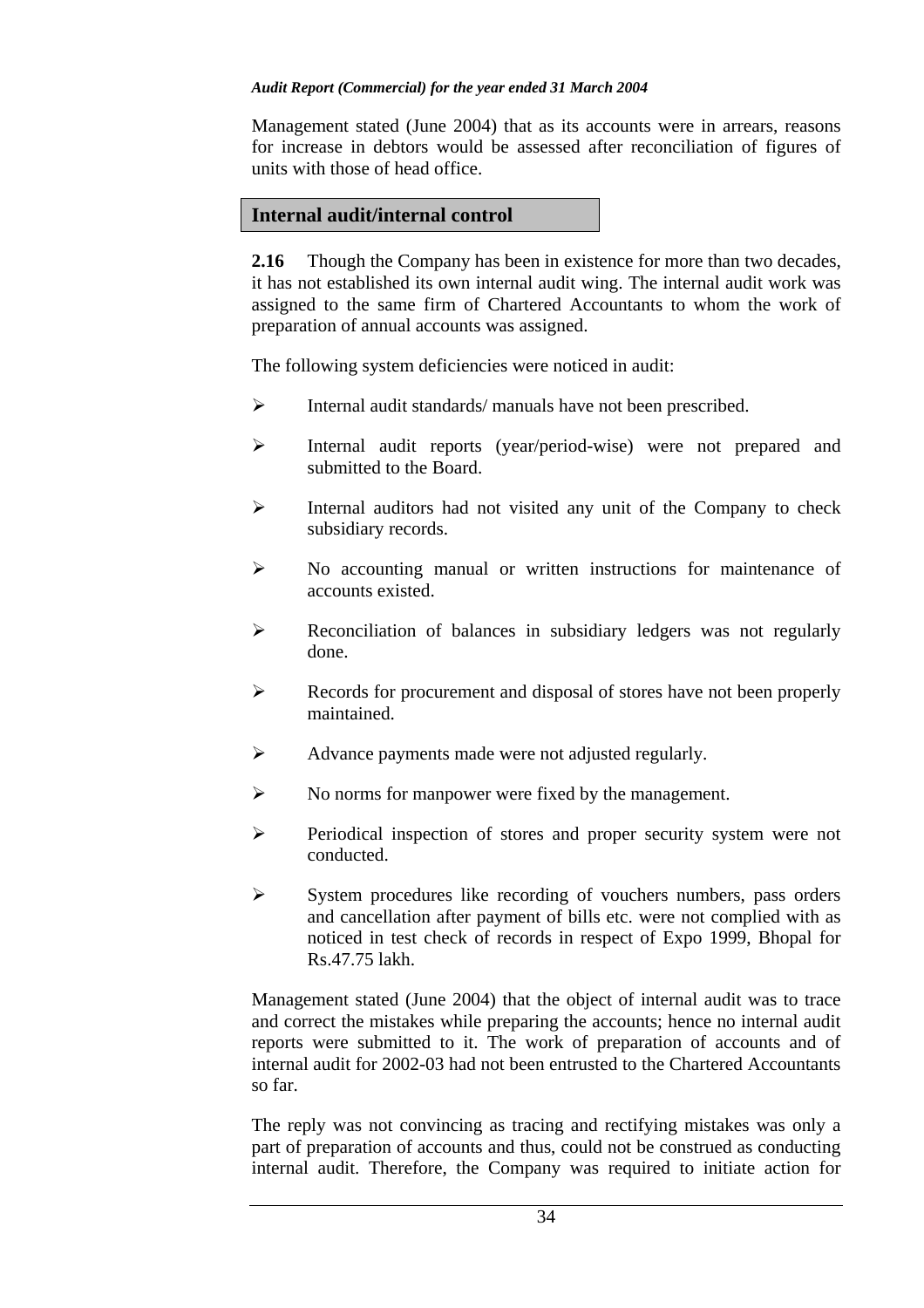Management stated (June 2004) that as its accounts were in arrears, reasons for increase in debtors would be assessed after reconciliation of figures of units with those of head office.

## Internal audit/internal control

**2.16** Though the Company has been in existence for more than two decades, it has not established its own internal audit wing. The internal audit work was assigned to the same firm of Chartered Accountants to whom the work of preparation of annual accounts was assigned.

The following system deficiencies were noticed in audit:

- Internal audit standards/ manuals have not been prescribed.
- Internal audit reports (year/period-wise) were not prepared and submitted to the Board.
- Internal auditors had not visited any unit of the Company to check subsidiary records.
- No accounting manual or written instructions for maintenance of accounts existed.
- Reconciliation of balances in subsidiary ledgers was not regularly done.
- Records for procurement and disposal of stores have not been properly maintained.
- Advance payments made were not adjusted regularly.
- No norms for manpower were fixed by the management.
- Periodical inspection of stores and proper security system were not conducted.
- System procedures like recording of vouchers numbers, pass orders and cancellation after payment of bills etc. were not complied with as noticed in test check of records in respect of Expo 1999, Bhopal for Rs.47.75 lakh.

Management stated (June 2004) that the object of internal audit was to trace and correct the mistakes while preparing the accounts; hence no internal audit reports were submitted to it. The work of preparation of accounts and of internal audit for 2002-03 had not been entrusted to the Chartered Accountants so far.

The reply was not convincing as tracing and rectifying mistakes was only a part of preparation of accounts and thus, could not be construed as conducting internal audit. Therefore, the Company was required to initiate action for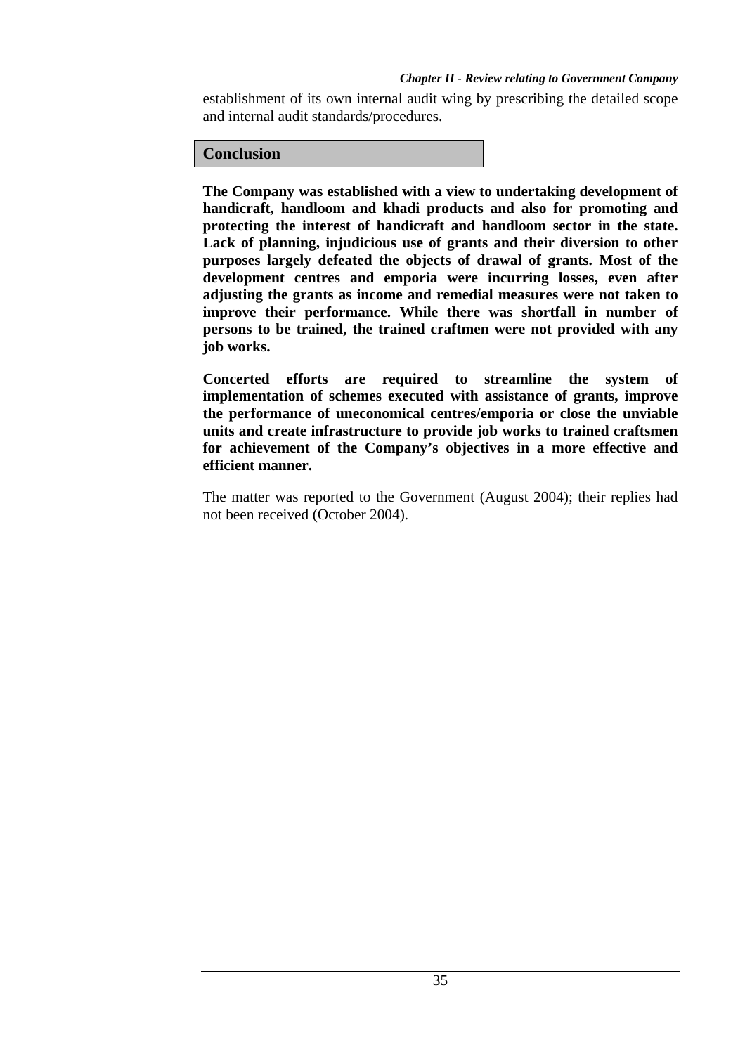establishment of its own internal audit wing by prescribing the detailed scope and internal audit standards/procedures.

## Conclusion

**The Company was established with a view to undertaking development of handicraft, handloom and khadi products and also for promoting and protecting the interest of handicraft and handloom sector in the state. Lack of planning, injudicious use of grants and their diversion to other purposes largely defeated the objects of drawal of grants. Most of the development centres and emporia were incurring losses, even after adjusting the grants as income and remedial measures were not taken to improve their performance. While there was shortfall in number of persons to be trained, the trained craftmen were not provided with any job works.**

**Concerted efforts are required to streamline the system of implementation of schemes executed with assistance of grants, improve the performance of uneconomical centres/emporia or close the unviable units and create infrastructure to provide job works to trained craftsmen for achievement of the Company's objectives in a more effective and efficient manner.**

The matter was reported to the Government (August 2004); their replies had not been received (October 2004).